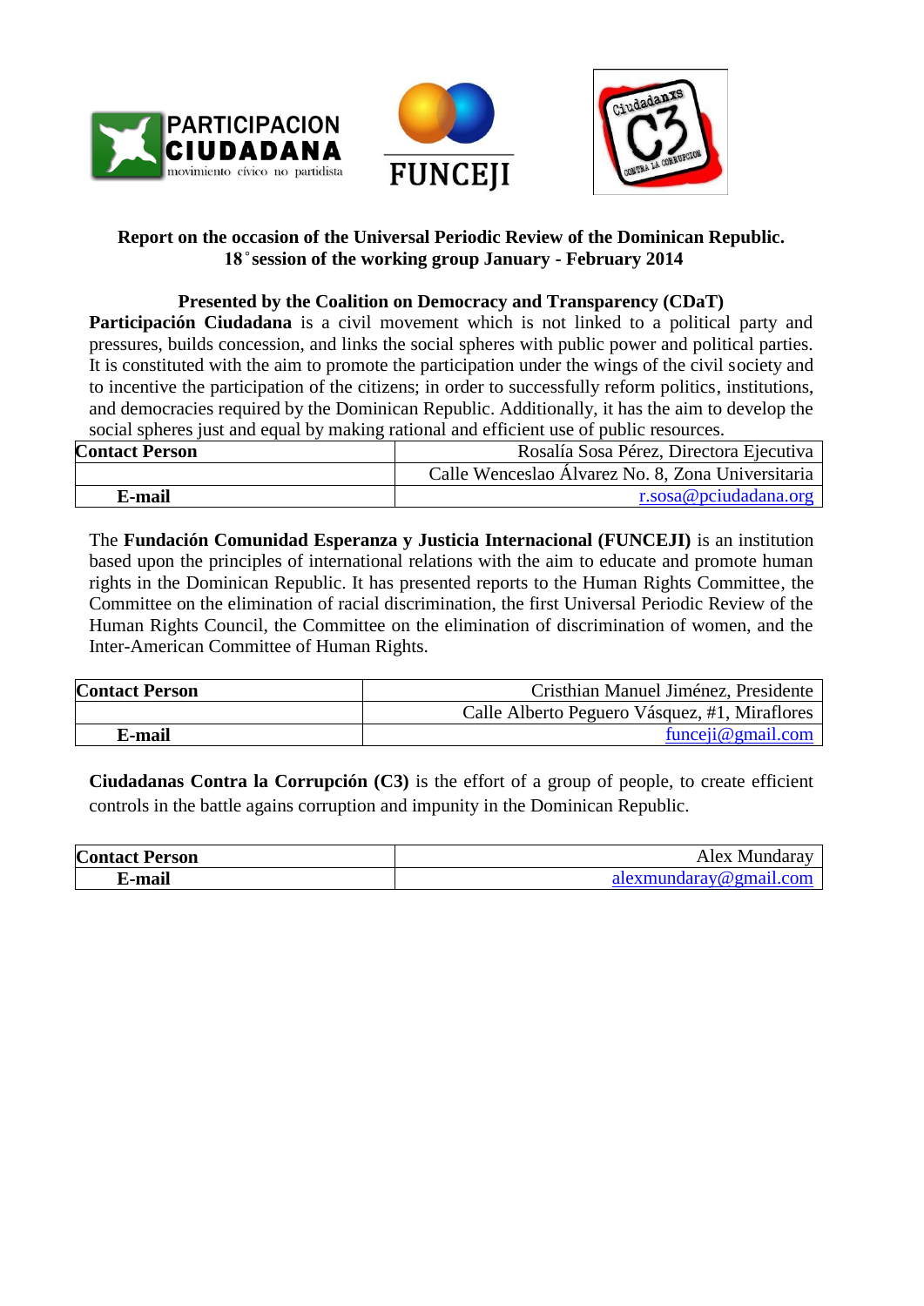**Report on the occasion of the Universal Periodic Review of the Dominican Republic.**
**18˚session of the working group January - February 2014**

**Presented by the Coalition on Democracy and Transparency (CDaT)**

**Participación Ciudadana** is a civil movement which is not linked to a political party and pressures, builds concession, and links the social spheres with public power and political parties. It is constituted with the aim to promote the participation under the wings of the civil society and to incentive the participation of the citizens; in order to successfully reform politics, institutions, and democracies required by the Dominican Republic. Additionally, it has the aim to develop the social spheres just and equal by making rational and efficient use of public resources.

| **Contact Person** | Rosalía Sosa Pérez, Directora Ejecutiva |
|---|---|
| | Calle Wenceslao Álvarez No. 8, Zona Universitaria |
| **E-mail** | r.sosa@pciudadana.org |

The **Fundación Comunidad Esperanza y Justicia Internacional (FUNCEJI)** is an institution based upon the principles of international relations with the aim to educate and promote human rights in the Dominican Republic. It has presented reports to the Human Rights Committee, the Committee on the elimination of racial discrimination, the first Universal Periodic Review of the Human Rights Council, the Committee on the elimination of discrimination of women, and the Inter-American Committee of Human Rights.

| **Contact Person** | Cristhian Manuel Jiménez, Presidente |
|---|---|
| | Calle Alberto Peguero Vásquez, #1, Miraflores |
| **E-mail** | funceji@gmail.com |

**Ciudadanas Contra la Corrupción (C3)** is the effort of a group of people, to create efficient controls in the battle agains corruption and impunity in the Dominican Republic.

| **Contact Person** | Alex Mundaray |
|---|---|
| **E-mail** | alexmundaray@gmail.com |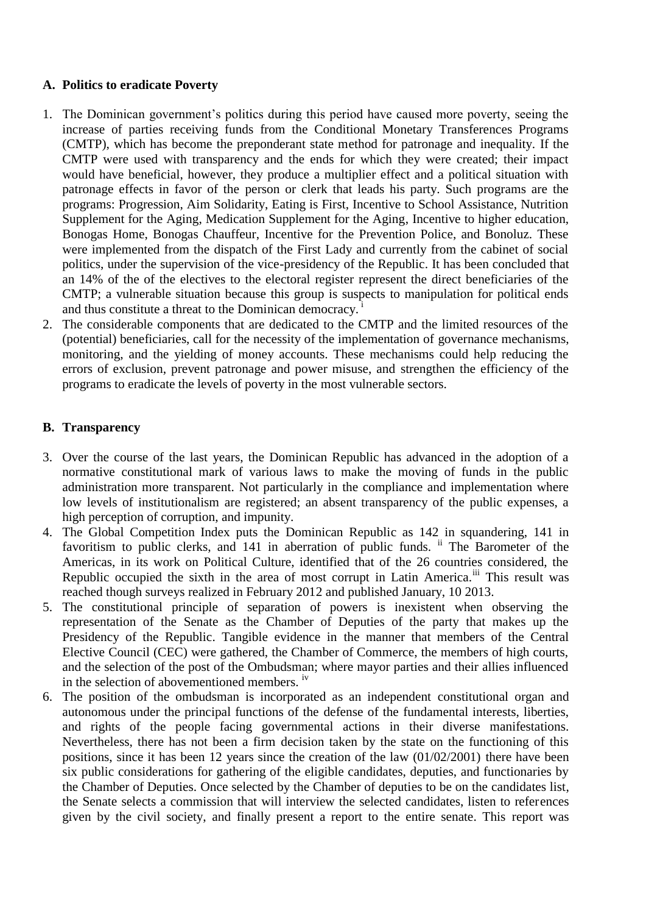## A. Politics to eradicate Poverty

1. The Dominican government's politics during this period have caused more poverty, seeing the increase of parties receiving funds from the Conditional Monetary Transferences Programs (CMTP), which has become the preponderant state method for patronage and inequality. If the CMTP were used with transparency and the ends for which they were created; their impact would have beneficial, however, they produce a multiplier effect and a political situation with patronage effects in favor of the person or clerk that leads his party. Such programs are the programs: Progression, Aim Solidarity, Eating is First, Incentive to School Assistance, Nutrition Supplement for the Aging, Medication Supplement for the Aging, Incentive to higher education, Bonogas Home, Bonogas Chauffeur, Incentive for the Prevention Police, and Bonoluz. These were implemented from the dispatch of the First Lady and currently from the cabinet of social politics, under the supervision of the vice-presidency of the Republic. It has been concluded that an 14% of the of the electives to the electoral register represent the direct beneficiaries of the CMTP; a vulnerable situation because this group is suspects to manipulation for political ends and thus constitute a threat to the Dominican democracy. [i]
2. The considerable components that are dedicated to the CMTP and the limited resources of the (potential) beneficiaries, call for the necessity of the implementation of governance mechanisms, monitoring, and the yielding of money accounts. These mechanisms could help reducing the errors of exclusion, prevent patronage and power misuse, and strengthen the efficiency of the programs to eradicate the levels of poverty in the most vulnerable sectors.

## B. Transparency

3. Over the course of the last years, the Dominican Republic has advanced in the adoption of a normative constitutional mark of various laws to make the moving of funds in the public administration more transparent. Not particularly in the compliance and implementation where low levels of institutionalism are registered; an absent transparency of the public expenses, a high perception of corruption, and impunity.
4. The Global Competition Index puts the Dominican Republic as 142 in squandering, 141 in favoritism to public clerks, and 141 in aberration of public funds. [ii] The Barometer of the Americas, in its work on Political Culture, identified that of the 26 countries considered, the Republic occupied the sixth in the area of most corrupt in Latin America.[iii] This result was reached though surveys realized in February 2012 and published January, 10 2013.
5. The constitutional principle of separation of powers is inexistent when observing the representation of the Senate as the Chamber of Deputies of the party that makes up the Presidency of the Republic. Tangible evidence in the manner that members of the Central Elective Council (CEC) were gathered, the Chamber of Commerce, the members of high courts, and the selection of the post of the Ombudsman; where mayor parties and their allies influenced in the selection of abovementioned members. [iv]
6. The position of the ombudsman is incorporated as an independent constitutional organ and autonomous under the principal functions of the defense of the fundamental interests, liberties, and rights of the people facing governmental actions in their diverse manifestations. Nevertheless, there has not been a firm decision taken by the state on the functioning of this positions, since it has been 12 years since the creation of the law (01/02/2001) there have been six public considerations for gathering of the eligible candidates, deputies, and functionaries by the Chamber of Deputies. Once selected by the Chamber of deputies to be on the candidates list, the Senate selects a commission that will interview the selected candidates, listen to references given by the civil society, and finally present a report to the entire senate. This report was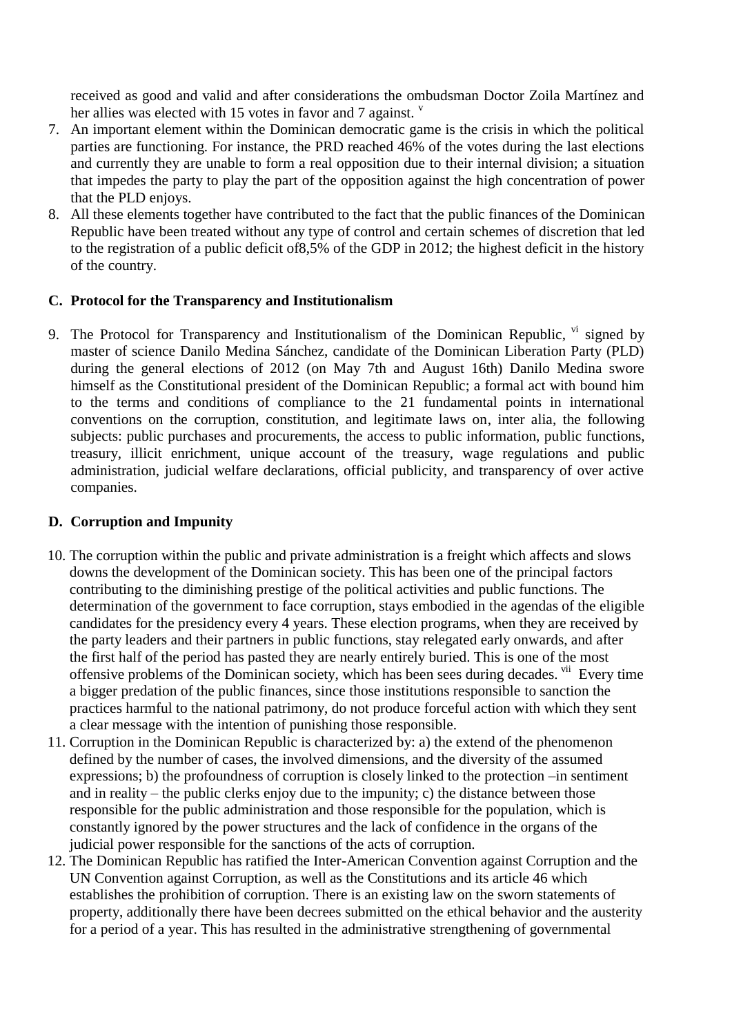received as good and valid and after considerations the ombudsman Doctor Zoila Martínez and her allies was elected with 15 votes in favor and 7 against. [v]

7. An important element within the Dominican democratic game is the crisis in which the political parties are functioning. For instance, the PRD reached 46% of the votes during the last elections and currently they are unable to form a real opposition due to their internal division; a situation that impedes the party to play the part of the opposition against the high concentration of power that the PLD enjoys.
8. All these elements together have contributed to the fact that the public finances of the Dominican Republic have been treated without any type of control and certain schemes of discretion that led to the registration of a public deficit of8,5% of the GDP in 2012; the highest deficit in the history of the country.

### C. Protocol for the Transparency and Institutionalism

9. The Protocol for Transparency and Institutionalism of the Dominican Republic, [vi] signed by master of science Danilo Medina Sánchez, candidate of the Dominican Liberation Party (PLD) during the general elections of 2012 (on May 7th and August 16th) Danilo Medina swore himself as the Constitutional president of the Dominican Republic; a formal act with bound him to the terms and conditions of compliance to the 21 fundamental points in international conventions on the corruption, constitution, and legitimate laws on, inter alia, the following subjects: public purchases and procurements, the access to public information, public functions, treasury, illicit enrichment, unique account of the treasury, wage regulations and public administration, judicial welfare declarations, official publicity, and transparency of over active companies.

### D. Corruption and Impunity

10. The corruption within the public and private administration is a freight which affects and slows downs the development of the Dominican society. This has been one of the principal factors contributing to the diminishing prestige of the political activities and public functions. The determination of the government to face corruption, stays embodied in the agendas of the eligible candidates for the presidency every 4 years. These election programs, when they are received by the party leaders and their partners in public functions, stay relegated early onwards, and after the first half of the period has pasted they are nearly entirely buried. This is one of the most offensive problems of the Dominican society, which has been sees during decades. [vii] Every time a bigger predation of the public finances, since those institutions responsible to sanction the practices harmful to the national patrimony, do not produce forceful action with which they sent a clear message with the intention of punishing those responsible.
11. Corruption in the Dominican Republic is characterized by: a) the extend of the phenomenon defined by the number of cases, the involved dimensions, and the diversity of the assumed expressions; b) the profoundness of corruption is closely linked to the protection –in sentiment and in reality – the public clerks enjoy due to the impunity; c) the distance between those responsible for the public administration and those responsible for the population, which is constantly ignored by the power structures and the lack of confidence in the organs of the judicial power responsible for the sanctions of the acts of corruption.
12. The Dominican Republic has ratified the Inter-American Convention against Corruption and the UN Convention against Corruption, as well as the Constitutions and its article 46 which establishes the prohibition of corruption. There is an existing law on the sworn statements of property, additionally there have been decrees submitted on the ethical behavior and the austerity for a period of a year. This has resulted in the administrative strengthening of governmental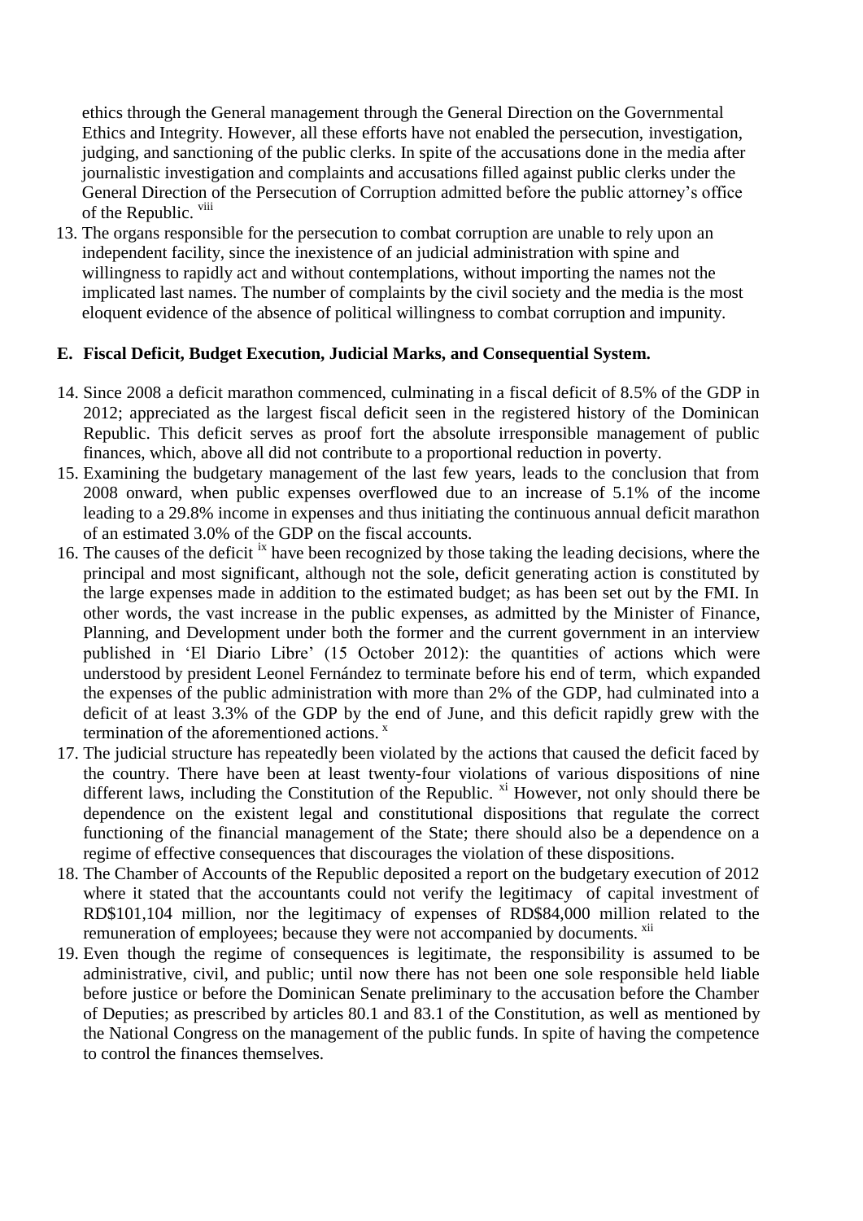ethics through the General management through the General Direction on the Governmental Ethics and Integrity. However, all these efforts have not enabled the persecution, investigation, judging, and sanctioning of the public clerks. In spite of the accusations done in the media after journalistic investigation and complaints and accusations filled against public clerks under the General Direction of the Persecution of Corruption admitted before the public attorney's office of the Republic. [viii]

13. The organs responsible for the persecution to combat corruption are unable to rely upon an independent facility, since the inexistence of an judicial administration with spine and willingness to rapidly act and without contemplations, without importing the names not the implicated last names. The number of complaints by the civil society and the media is the most eloquent evidence of the absence of political willingness to combat corruption and impunity.

## E. Fiscal Deficit, Budget Execution, Judicial Marks, and Consequential System.

14. Since 2008 a deficit marathon commenced, culminating in a fiscal deficit of 8.5% of the GDP in 2012; appreciated as the largest fiscal deficit seen in the registered history of the Dominican Republic. This deficit serves as proof fort the absolute irresponsible management of public finances, which, above all did not contribute to a proportional reduction in poverty.
15. Examining the budgetary management of the last few years, leads to the conclusion that from 2008 onward, when public expenses overflowed due to an increase of 5.1% of the income leading to a 29.8% income in expenses and thus initiating the continuous annual deficit marathon of an estimated 3.0% of the GDP on the fiscal accounts.
16. The causes of the deficit [ix] have been recognized by those taking the leading decisions, where the principal and most significant, although not the sole, deficit generating action is constituted by the large expenses made in addition to the estimated budget; as has been set out by the FMI. In other words, the vast increase in the public expenses, as admitted by the Minister of Finance, Planning, and Development under both the former and the current government in an interview published in 'El Diario Libre' (15 October 2012): the quantities of actions which were understood by president Leonel Fernández to terminate before his end of term, which expanded the expenses of the public administration with more than 2% of the GDP, had culminated into a deficit of at least 3.3% of the GDP by the end of June, and this deficit rapidly grew with the termination of the aforementioned actions. [x]
17. The judicial structure has repeatedly been violated by the actions that caused the deficit faced by the country. There have been at least twenty-four violations of various dispositions of nine different laws, including the Constitution of the Republic. [xi] However, not only should there be dependence on the existent legal and constitutional dispositions that regulate the correct functioning of the financial management of the State; there should also be a dependence on a regime of effective consequences that discourages the violation of these dispositions.
18. The Chamber of Accounts of the Republic deposited a report on the budgetary execution of 2012 where it stated that the accountants could not verify the legitimacy of capital investment of RD$101,104 million, nor the legitimacy of expenses of RD$84,000 million related to the remuneration of employees; because they were not accompanied by documents. [xii]
19. Even though the regime of consequences is legitimate, the responsibility is assumed to be administrative, civil, and public; until now there has not been one sole responsible held liable before justice or before the Dominican Senate preliminary to the accusation before the Chamber of Deputies; as prescribed by articles 80.1 and 83.1 of the Constitution, as well as mentioned by the National Congress on the management of the public funds. In spite of having the competence to control the finances themselves.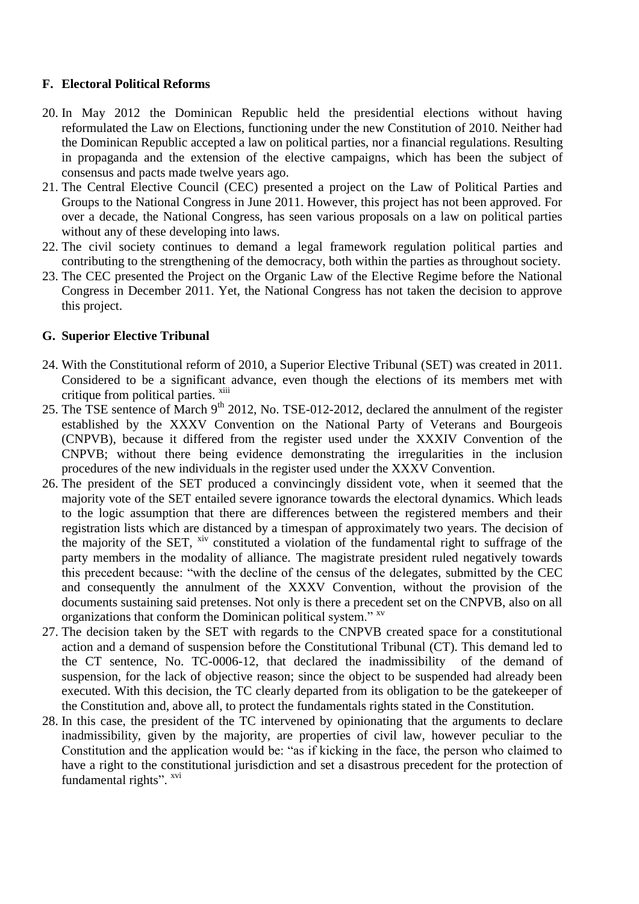## F. Electoral Political Reforms

20. In May 2012 the Dominican Republic held the presidential elections without having reformulated the Law on Elections, functioning under the new Constitution of 2010. Neither had the Dominican Republic accepted a law on political parties, nor a financial regulations. Resulting in propaganda and the extension of the elective campaigns, which has been the subject of consensus and pacts made twelve years ago.
21. The Central Elective Council (CEC) presented a project on the Law of Political Parties and Groups to the National Congress in June 2011. However, this project has not been approved. For over a decade, the National Congress, has seen various proposals on a law on political parties without any of these developing into laws.
22. The civil society continues to demand a legal framework regulation political parties and contributing to the strengthening of the democracy, both within the parties as throughout society.
23. The CEC presented the Project on the Organic Law of the Elective Regime before the National Congress in December 2011. Yet, the National Congress has not taken the decision to approve this project.

## G. Superior Elective Tribunal

24. With the Constitutional reform of 2010, a Superior Elective Tribunal (SET) was created in 2011. Considered to be a significant advance, even though the elections of its members met with critique from political parties. [xiii]
25. The TSE sentence of March 9th 2012, No. TSE-012-2012, declared the annulment of the register established by the XXXV Convention on the National Party of Veterans and Bourgeois (CNPVB), because it differed from the register used under the XXXIV Convention of the CNPVB; without there being evidence demonstrating the irregularities in the inclusion procedures of the new individuals in the register used under the XXXV Convention.
26. The president of the SET produced a convincingly dissident vote, when it seemed that the majority vote of the SET entailed severe ignorance towards the electoral dynamics. Which leads to the logic assumption that there are differences between the registered members and their registration lists which are distanced by a timespan of approximately two years. The decision of the majority of the SET, [xiv] constituted a violation of the fundamental right to suffrage of the party members in the modality of alliance. The magistrate president ruled negatively towards this precedent because: "with the decline of the census of the delegates, submitted by the CEC and consequently the annulment of the XXXV Convention, without the provision of the documents sustaining said pretenses. Not only is there a precedent set on the CNPVB, also on all organizations that conform the Dominican political system." [xv]
27. The decision taken by the SET with regards to the CNPVB created space for a constitutional action and a demand of suspension before the Constitutional Tribunal (CT). This demand led to the CT sentence, No. TC-0006-12, that declared the inadmissibility of the demand of suspension, for the lack of objective reason; since the object to be suspended had already been executed. With this decision, the TC clearly departed from its obligation to be the gatekeeper of the Constitution and, above all, to protect the fundamentals rights stated in the Constitution.
28. In this case, the president of the TC intervened by opinionating that the arguments to declare inadmissibility, given by the majority, are properties of civil law, however peculiar to the Constitution and the application would be: "as if kicking in the face, the person who claimed to have a right to the constitutional jurisdiction and set a disastrous precedent for the protection of fundamental rights". [xvi]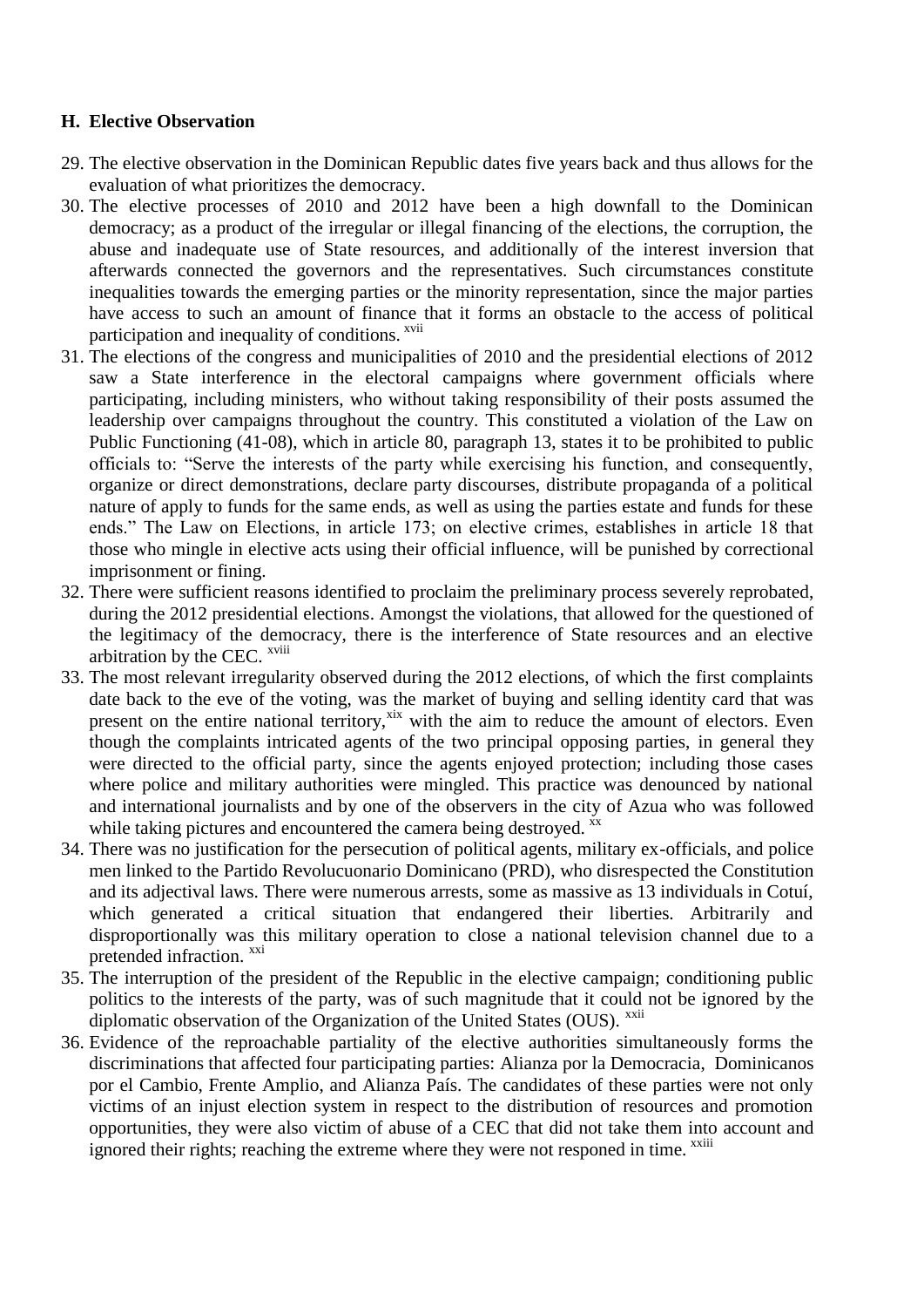### H. Elective Observation

29. The elective observation in the Dominican Republic dates five years back and thus allows for the evaluation of what prioritizes the democracy.
30. The elective processes of 2010 and 2012 have been a high downfall to the Dominican democracy; as a product of the irregular or illegal financing of the elections, the corruption, the abuse and inadequate use of State resources, and additionally of the interest inversion that afterwards connected the governors and the representatives. Such circumstances constitute inequalities towards the emerging parties or the minority representation, since the major parties have access to such an amount of finance that it forms an obstacle to the access of political participation and inequality of conditions. [xvii]
31. The elections of the congress and municipalities of 2010 and the presidential elections of 2012 saw a State interference in the electoral campaigns where government officials where participating, including ministers, who without taking responsibility of their posts assumed the leadership over campaigns throughout the country. This constituted a violation of the Law on Public Functioning (41-08), which in article 80, paragraph 13, states it to be prohibited to public officials to: "Serve the interests of the party while exercising his function, and consequently, organize or direct demonstrations, declare party discourses, distribute propaganda of a political nature of apply to funds for the same ends, as well as using the parties estate and funds for these ends." The Law on Elections, in article 173; on elective crimes, establishes in article 18 that those who mingle in elective acts using their official influence, will be punished by correctional imprisonment or fining.
32. There were sufficient reasons identified to proclaim the preliminary process severely reprobated, during the 2012 presidential elections. Amongst the violations, that allowed for the questioned of the legitimacy of the democracy, there is the interference of State resources and an elective arbitration by the CEC. [xviii]
33. The most relevant irregularity observed during the 2012 elections, of which the first complaints date back to the eve of the voting, was the market of buying and selling identity card that was present on the entire national territory,[xix] with the aim to reduce the amount of electors. Even though the complaints intricated agents of the two principal opposing parties, in general they were directed to the official party, since the agents enjoyed protection; including those cases where police and military authorities were mingled. This practice was denounced by national and international journalists and by one of the observers in the city of Azua who was followed while taking pictures and encountered the camera being destroyed. [xx]
34. There was no justification for the persecution of political agents, military ex-officials, and police men linked to the Partido Revolucuonario Dominicano (PRD), who disrespected the Constitution and its adjectival laws. There were numerous arrests, some as massive as 13 individuals in Cotuí, which generated a critical situation that endangered their liberties. Arbitrarily and disproportionally was this military operation to close a national television channel due to a pretended infraction. [xxi]
35. The interruption of the president of the Republic in the elective campaign; conditioning public politics to the interests of the party, was of such magnitude that it could not be ignored by the diplomatic observation of the Organization of the United States (OUS). [xxii]
36. Evidence of the reproachable partiality of the elective authorities simultaneously forms the discriminations that affected four participating parties: Alianza por la Democracia, Dominicanos por el Cambio, Frente Amplio, and Alianza País. The candidates of these parties were not only victims of an injust election system in respect to the distribution of resources and promotion opportunities, they were also victim of abuse of a CEC that did not take them into account and ignored their rights; reaching the extreme where they were not responed in time. [xxiii]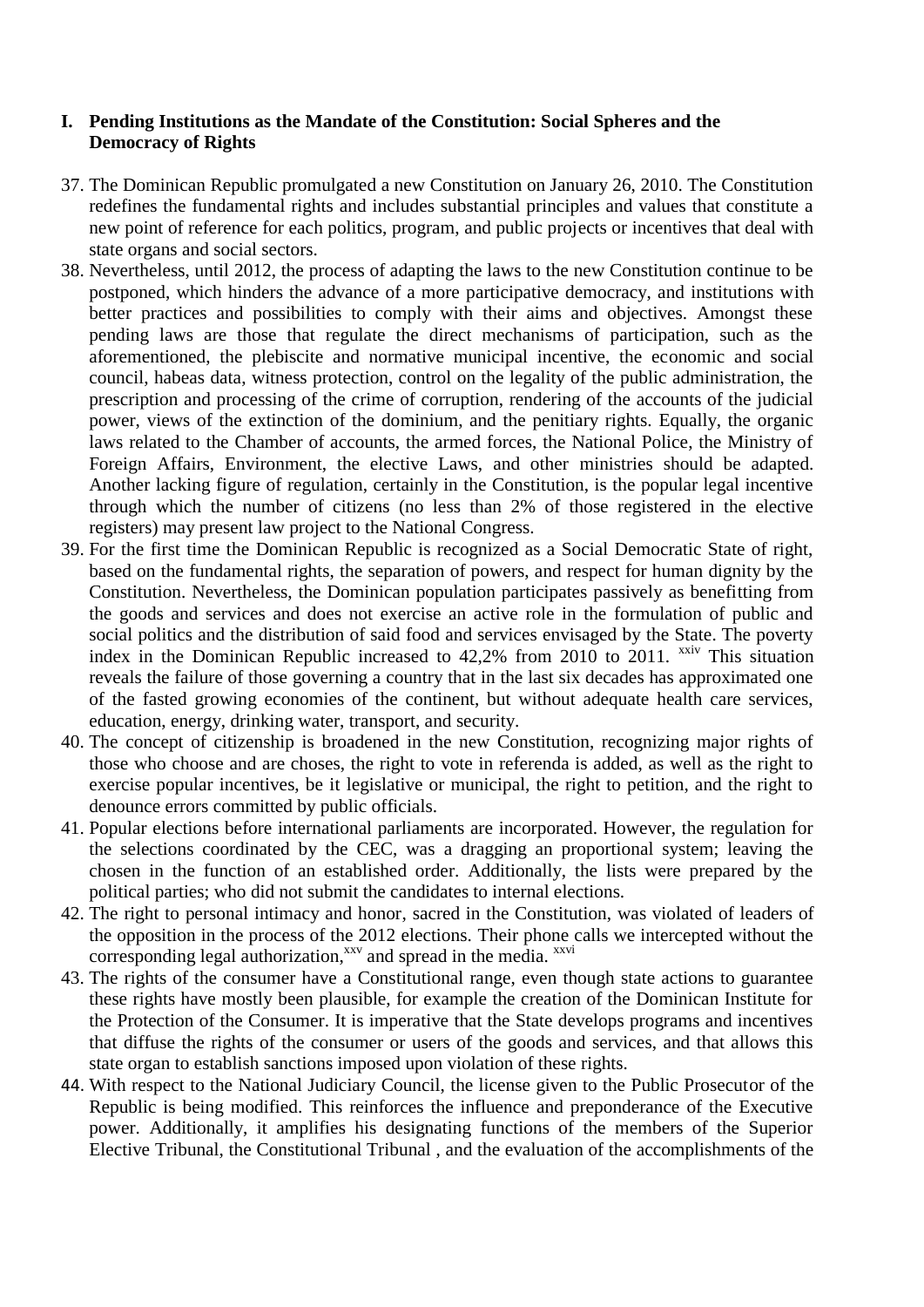## I. Pending Institutions as the Mandate of the Constitution: Social Spheres and the Democracy of Rights

37. The Dominican Republic promulgated a new Constitution on January 26, 2010. The Constitution redefines the fundamental rights and includes substantial principles and values that constitute a new point of reference for each politics, program, and public projects or incentives that deal with state organs and social sectors.
38. Nevertheless, until 2012, the process of adapting the laws to the new Constitution continue to be postponed, which hinders the advance of a more participative democracy, and institutions with better practices and possibilities to comply with their aims and objectives. Amongst these pending laws are those that regulate the direct mechanisms of participation, such as the aforementioned, the plebiscite and normative municipal incentive, the economic and social council, habeas data, witness protection, control on the legality of the public administration, the prescription and processing of the crime of corruption, rendering of the accounts of the judicial power, views of the extinction of the dominium, and the penitiary rights. Equally, the organic laws related to the Chamber of accounts, the armed forces, the National Police, the Ministry of Foreign Affairs, Environment, the elective Laws, and other ministries should be adapted. Another lacking figure of regulation, certainly in the Constitution, is the popular legal incentive through which the number of citizens (no less than 2% of those registered in the elective registers) may present law project to the National Congress.
39. For the first time the Dominican Republic is recognized as a Social Democratic State of right, based on the fundamental rights, the separation of powers, and respect for human dignity by the Constitution. Nevertheless, the Dominican population participates passively as benefitting from the goods and services and does not exercise an active role in the formulation of public and social politics and the distribution of said food and services envisaged by the State. The poverty index in the Dominican Republic increased to 42,2% from 2010 to 2011. [xxiv] This situation reveals the failure of those governing a country that in the last six decades has approximated one of the fasted growing economies of the continent, but without adequate health care services, education, energy, drinking water, transport, and security.
40. The concept of citizenship is broadened in the new Constitution, recognizing major rights of those who choose and are choses, the right to vote in referenda is added, as well as the right to exercise popular incentives, be it legislative or municipal, the right to petition, and the right to denounce errors committed by public officials.
41. Popular elections before international parliaments are incorporated. However, the regulation for the selections coordinated by the CEC, was a dragging an proportional system; leaving the chosen in the function of an established order. Additionally, the lists were prepared by the political parties; who did not submit the candidates to internal elections.
42. The right to personal intimacy and honor, sacred in the Constitution, was violated of leaders of the opposition in the process of the 2012 elections. Their phone calls we intercepted without the corresponding legal authorization,[xxv] and spread in the media. [xxvi]
43. The rights of the consumer have a Constitutional range, even though state actions to guarantee these rights have mostly been plausible, for example the creation of the Dominican Institute for the Protection of the Consumer. It is imperative that the State develops programs and incentives that diffuse the rights of the consumer or users of the goods and services, and that allows this state organ to establish sanctions imposed upon violation of these rights.
44. With respect to the National Judiciary Council, the license given to the Public Prosecutor of the Republic is being modified. This reinforces the influence and preponderance of the Executive power. Additionally, it amplifies his designating functions of the members of the Superior Elective Tribunal, the Constitutional Tribunal , and the evaluation of the accomplishments of the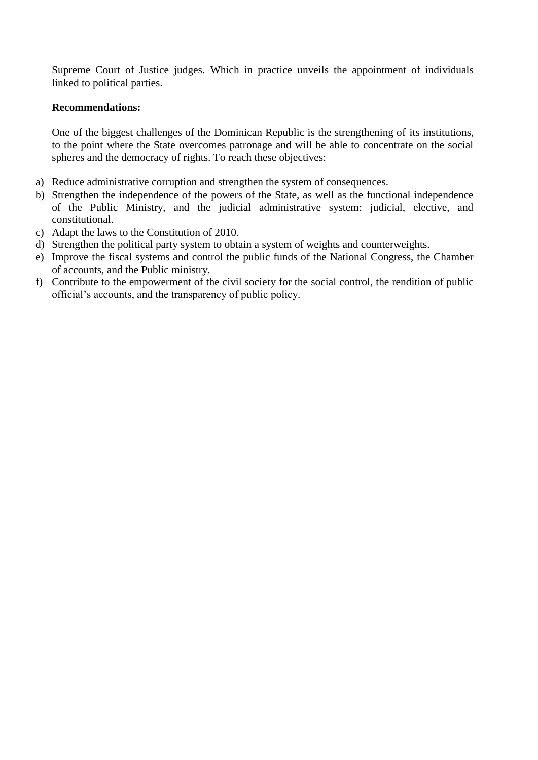Supreme Court of Justice judges. Which in practice unveils the appointment of individuals linked to political parties.

**Recommendations:**

One of the biggest challenges of the Dominican Republic is the strengthening of its institutions, to the point where the State overcomes patronage and will be able to concentrate on the social spheres and the democracy of rights. To reach these objectives:

a) Reduce administrative corruption and strengthen the system of consequences.
b) Strengthen the independence of the powers of the State, as well as the functional independence of the Public Ministry, and the judicial administrative system: judicial, elective, and constitutional.
c) Adapt the laws to the Constitution of 2010.
d) Strengthen the political party system to obtain a system of weights and counterweights.
e) Improve the fiscal systems and control the public funds of the National Congress, the Chamber of accounts, and the Public ministry.
f) Contribute to the empowerment of the civil society for the social control, the rendition of public official's accounts, and the transparency of public policy.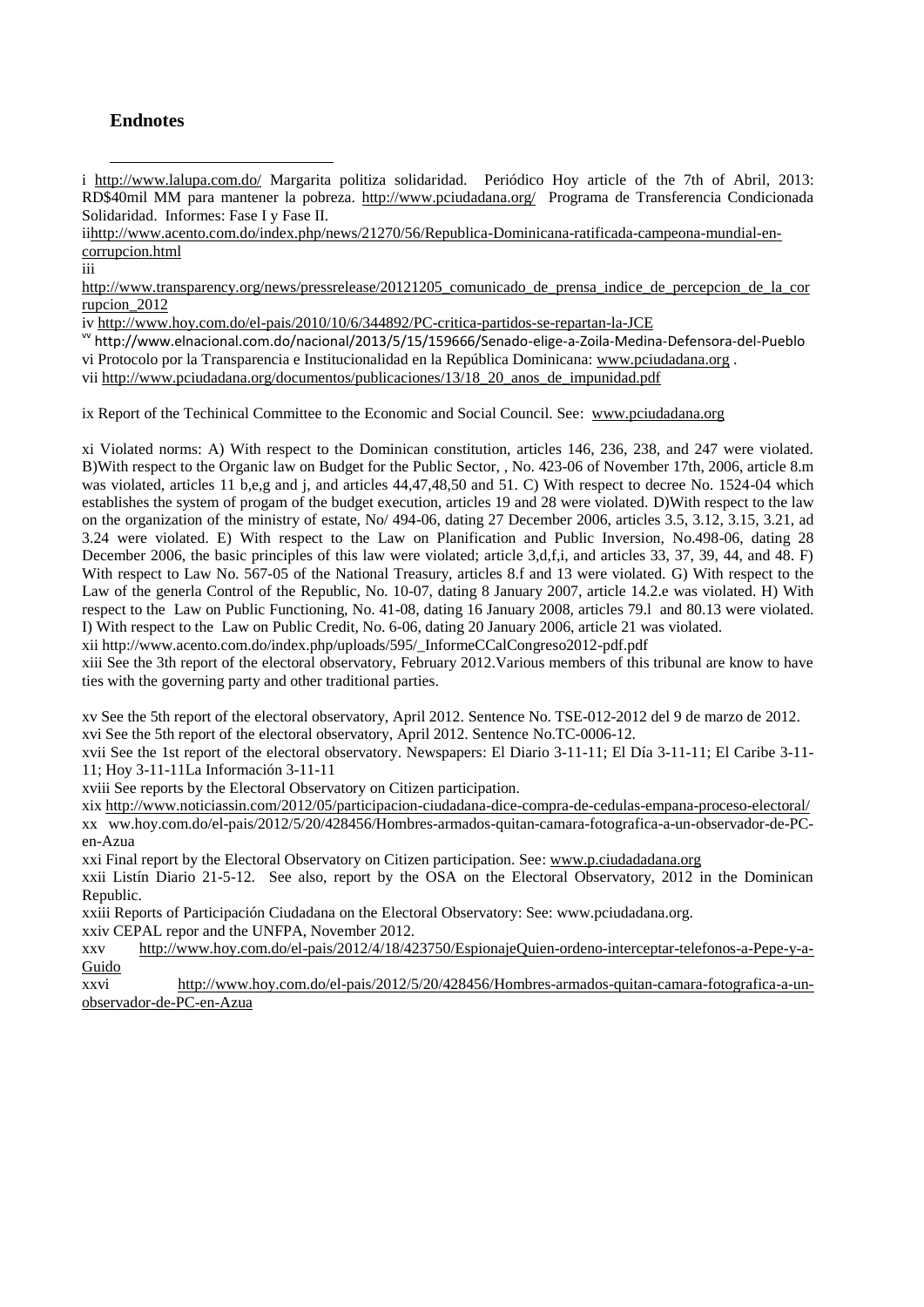## Endnotes

i http://www.lalupa.com.do/ Margarita politiza solidaridad. Periódico Hoy article of the 7th of Abril, 2013: RD$40mil MM para mantener la pobreza. http://www.pciudadana.org/ Programa de Transferencia Condicionada Solidaridad. Informes: Fase I y Fase II.

iihttp://www.acento.com.do/index.php/news/21270/56/Republica-Dominicana-ratificada-campeona-mundial-en-corrupcion.html

iii http://www.transparency.org/news/pressrelease/20121205_comunicado_de_prensa_indice_de_percepcion_de_la_corrupcion_2012

iv http://www.hoy.com.do/el-pais/2010/10/6/344892/PC-critica-partidos-se-repartan-la-JCE

vv http://www.elnacional.com.do/nacional/2013/5/15/159666/Senado-elige-a-Zoila-Medina-Defensora-del-Pueblo

vi Protocolo por la Transparencia e Institucionalidad en la República Dominicana: www.pciudadana.org .

vii http://www.pciudadana.org/documentos/publicaciones/13/18_20_anos_de_impunidad.pdf

ix Report of the Techinical Committee to the Economic and Social Council. See: www.pciudadana.org

xi Violated norms: A) With respect to the Dominican constitution, articles 146, 236, 238, and 247 were violated. B)With respect to the Organic law on Budget for the Public Sector, , No. 423-06 of November 17th, 2006, article 8.m was violated, articles 11 b,e,g and j, and articles 44,47,48,50 and 51. C) With respect to decree No. 1524-04 which establishes the system of progam of the budget execution, articles 19 and 28 were violated. D)With respect to the law on the organization of the ministry of estate, No/ 494-06, dating 27 December 2006, articles 3.5, 3.12, 3.15, 3.21, ad 3.24 were violated. E) With respect to the Law on Planification and Public Inversion, No.498-06, dating 28 December 2006, the basic principles of this law were violated; article 3,d,f,i, and articles 33, 37, 39, 44, and 48. F) With respect to Law No. 567-05 of the National Treasury, articles 8.f and 13 were violated. G) With respect to the Law of the generla Control of the Republic, No. 10-07, dating 8 January 2007, article 14.2.e was violated. H) With respect to the Law on Public Functioning, No. 41-08, dating 16 January 2008, articles 79.l and 80.13 were violated. I) With respect to the Law on Public Credit, No. 6-06, dating 20 January 2006, article 21 was violated.

xii http://www.acento.com.do/index.php/uploads/595/_InformeCCalCongreso2012-pdf.pdf

xiii See the 3th report of the electoral observatory, February 2012.Various members of this tribunal are know to have ties with the governing party and other traditional parties.

xv See the 5th report of the electoral observatory, April 2012. Sentence No. TSE-012-2012 del 9 de marzo de 2012.

xvi See the 5th report of the electoral observatory, April 2012. Sentence No.TC-0006-12.

xvii See the 1st report of the electoral observatory. Newspapers: El Diario 3-11-11; El Día 3-11-11; El Caribe 3-11-11; Hoy 3-11-11La Información 3-11-11

xviii See reports by the Electoral Observatory on Citizen participation.

xix http://www.noticiassin.com/2012/05/participacion-ciudadana-dice-compra-de-cedulas-empana-proceso-electoral/

xx ww.hoy.com.do/el-pais/2012/5/20/428456/Hombres-armados-quitan-camara-fotografica-a-un-observador-de-PC-en-Azua

xxi Final report by the Electoral Observatory on Citizen participation. See: www.p.ciudadadana.org

xxii Listín Diario 21-5-12. See also, report by the OSA on the Electoral Observatory, 2012 in the Dominican Republic.

xxiii Reports of Participación Ciudadana on the Electoral Observatory: See: www.pciudadana.org.

xxiv CEPAL repor and the UNFPA, November 2012.

xxv http://www.hoy.com.do/el-pais/2012/4/18/423750/EspionajeQuien-ordeno-interceptar-telefonos-a-Pepe-y-a-Guido

xxvi http://www.hoy.com.do/el-pais/2012/5/20/428456/Hombres-armados-quitan-camara-fotografica-a-un-observador-de-PC-en-Azua